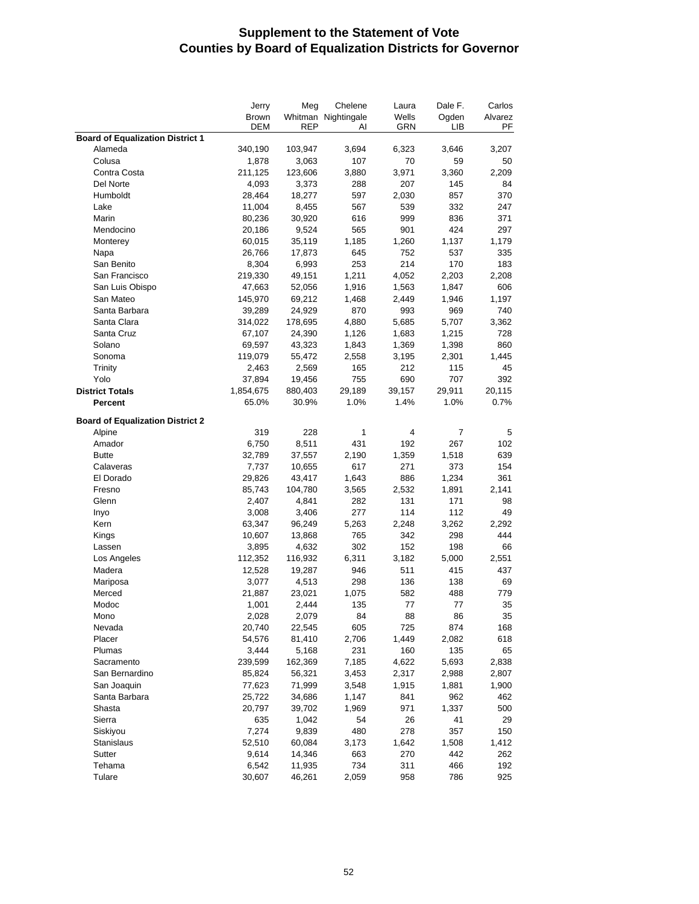# Supplement to the Statement of Vote
# Counties by Board of Equalization Districts for Governor

| | Jerry Brown DEM | Meg Whitman REP | Chelene Nightingale AI | Laura Wells GRN | Dale F. Ogden LIB | Carlos Alvarez PF |
|---|---|---|---|---|---|---|
| **Board of Equalization District 1** | | | | | | |
| Alameda | 340,190 | 103,947 | 3,694 | 6,323 | 3,646 | 3,207 |
| Colusa | 1,878 | 3,063 | 107 | 70 | 59 | 50 |
| Contra Costa | 211,125 | 123,606 | 3,880 | 3,971 | 3,360 | 2,209 |
| Del Norte | 4,093 | 3,373 | 288 | 207 | 145 | 84 |
| Humboldt | 28,464 | 18,277 | 597 | 2,030 | 857 | 370 |
| Lake | 11,004 | 8,455 | 567 | 539 | 332 | 247 |
| Marin | 80,236 | 30,920 | 616 | 999 | 836 | 371 |
| Mendocino | 20,186 | 9,524 | 565 | 901 | 424 | 297 |
| Monterey | 60,015 | 35,119 | 1,185 | 1,260 | 1,137 | 1,179 |
| Napa | 26,766 | 17,873 | 645 | 752 | 537 | 335 |
| San Benito | 8,304 | 6,993 | 253 | 214 | 170 | 183 |
| San Francisco | 219,330 | 49,151 | 1,211 | 4,052 | 2,203 | 2,208 |
| San Luis Obispo | 47,663 | 52,056 | 1,916 | 1,563 | 1,847 | 606 |
| San Mateo | 145,970 | 69,212 | 1,468 | 2,449 | 1,946 | 1,197 |
| Santa Barbara | 39,289 | 24,929 | 870 | 993 | 969 | 740 |
| Santa Clara | 314,022 | 178,695 | 4,880 | 5,685 | 5,707 | 3,362 |
| Santa Cruz | 67,107 | 24,390 | 1,126 | 1,683 | 1,215 | 728 |
| Solano | 69,597 | 43,323 | 1,843 | 1,369 | 1,398 | 860 |
| Sonoma | 119,079 | 55,472 | 2,558 | 3,195 | 2,301 | 1,445 |
| Trinity | 2,463 | 2,569 | 165 | 212 | 115 | 45 |
| Yolo | 37,894 | 19,456 | 755 | 690 | 707 | 392 |
| **District Totals** | 1,854,675 | 880,403 | 29,189 | 39,157 | 29,911 | 20,115 |
| **Percent** | 65.0% | 30.9% | 1.0% | 1.4% | 1.0% | 0.7% |
| **Board of Equalization District 2** | | | | | | |
| Alpine | 319 | 228 | 1 | 4 | 7 | 5 |
| Amador | 6,750 | 8,511 | 431 | 192 | 267 | 102 |
| Butte | 32,789 | 37,557 | 2,190 | 1,359 | 1,518 | 639 |
| Calaveras | 7,737 | 10,655 | 617 | 271 | 373 | 154 |
| El Dorado | 29,826 | 43,417 | 1,643 | 886 | 1,234 | 361 |
| Fresno | 85,743 | 104,780 | 3,565 | 2,532 | 1,891 | 2,141 |
| Glenn | 2,407 | 4,841 | 282 | 131 | 171 | 98 |
| Inyo | 3,008 | 3,406 | 277 | 114 | 112 | 49 |
| Kern | 63,347 | 96,249 | 5,263 | 2,248 | 3,262 | 2,292 |
| Kings | 10,607 | 13,868 | 765 | 342 | 298 | 444 |
| Lassen | 3,895 | 4,632 | 302 | 152 | 198 | 66 |
| Los Angeles | 112,352 | 116,932 | 6,311 | 3,182 | 5,000 | 2,551 |
| Madera | 12,528 | 19,287 | 946 | 511 | 415 | 437 |
| Mariposa | 3,077 | 4,513 | 298 | 136 | 138 | 69 |
| Merced | 21,887 | 23,021 | 1,075 | 582 | 488 | 779 |
| Modoc | 1,001 | 2,444 | 135 | 77 | 77 | 35 |
| Mono | 2,028 | 2,079 | 84 | 88 | 86 | 35 |
| Nevada | 20,740 | 22,545 | 605 | 725 | 874 | 168 |
| Placer | 54,576 | 81,410 | 2,706 | 1,449 | 2,082 | 618 |
| Plumas | 3,444 | 5,168 | 231 | 160 | 135 | 65 |
| Sacramento | 239,599 | 162,369 | 7,185 | 4,622 | 5,693 | 2,838 |
| San Bernardino | 85,824 | 56,321 | 3,453 | 2,317 | 2,988 | 2,807 |
| San Joaquin | 77,623 | 71,999 | 3,548 | 1,915 | 1,881 | 1,900 |
| Santa Barbara | 25,722 | 34,686 | 1,147 | 841 | 962 | 462 |
| Shasta | 20,797 | 39,702 | 1,969 | 971 | 1,337 | 500 |
| Sierra | 635 | 1,042 | 54 | 26 | 41 | 29 |
| Siskiyou | 7,274 | 9,839 | 480 | 278 | 357 | 150 |
| Stanislaus | 52,510 | 60,084 | 3,173 | 1,642 | 1,508 | 1,412 |
| Sutter | 9,614 | 14,346 | 663 | 270 | 442 | 262 |
| Tehama | 6,542 | 11,935 | 734 | 311 | 466 | 192 |
| Tulare | 30,607 | 46,261 | 2,059 | 958 | 786 | 925 |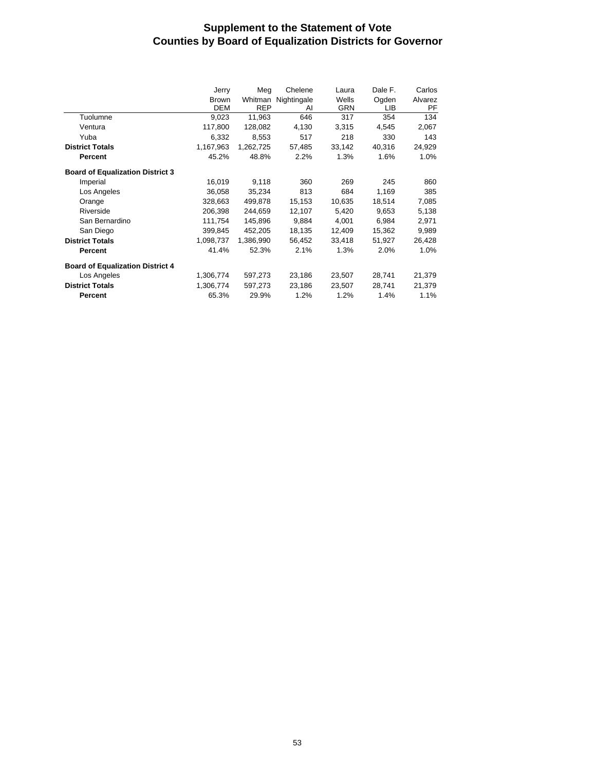# Supplement to the Statement of Vote
# Counties by Board of Equalization Districts for Governor

| | Jerry Brown DEM | Meg Whitman REP | Chelene Nightingale AI | Laura Wells GRN | Dale F. Ogden LIB | Carlos Alvarez PF |
|---|---|---|---|---|---|---|
| Tuolumne | 9,023 | 11,963 | 646 | 317 | 354 | 134 |
| Ventura | 117,800 | 128,082 | 4,130 | 3,315 | 4,545 | 2,067 |
| Yuba | 6,332 | 8,553 | 517 | 218 | 330 | 143 |
| **District Totals** | 1,167,963 | 1,262,725 | 57,485 | 33,142 | 40,316 | 24,929 |
| **Percent** | 45.2% | 48.8% | 2.2% | 1.3% | 1.6% | 1.0% |
| **Board of Equalization District 3** | | | | | | |
| Imperial | 16,019 | 9,118 | 360 | 269 | 245 | 860 |
| Los Angeles | 36,058 | 35,234 | 813 | 684 | 1,169 | 385 |
| Orange | 328,663 | 499,878 | 15,153 | 10,635 | 18,514 | 7,085 |
| Riverside | 206,398 | 244,659 | 12,107 | 5,420 | 9,653 | 5,138 |
| San Bernardino | 111,754 | 145,896 | 9,884 | 4,001 | 6,984 | 2,971 |
| San Diego | 399,845 | 452,205 | 18,135 | 12,409 | 15,362 | 9,989 |
| **District Totals** | 1,098,737 | 1,386,990 | 56,452 | 33,418 | 51,927 | 26,428 |
| **Percent** | 41.4% | 52.3% | 2.1% | 1.3% | 2.0% | 1.0% |
| **Board of Equalization District 4** | | | | | | |
| Los Angeles | 1,306,774 | 597,273 | 23,186 | 23,507 | 28,741 | 21,379 |
| **District Totals** | 1,306,774 | 597,273 | 23,186 | 23,507 | 28,741 | 21,379 |
| **Percent** | 65.3% | 29.9% | 1.2% | 1.2% | 1.4% | 1.1% |